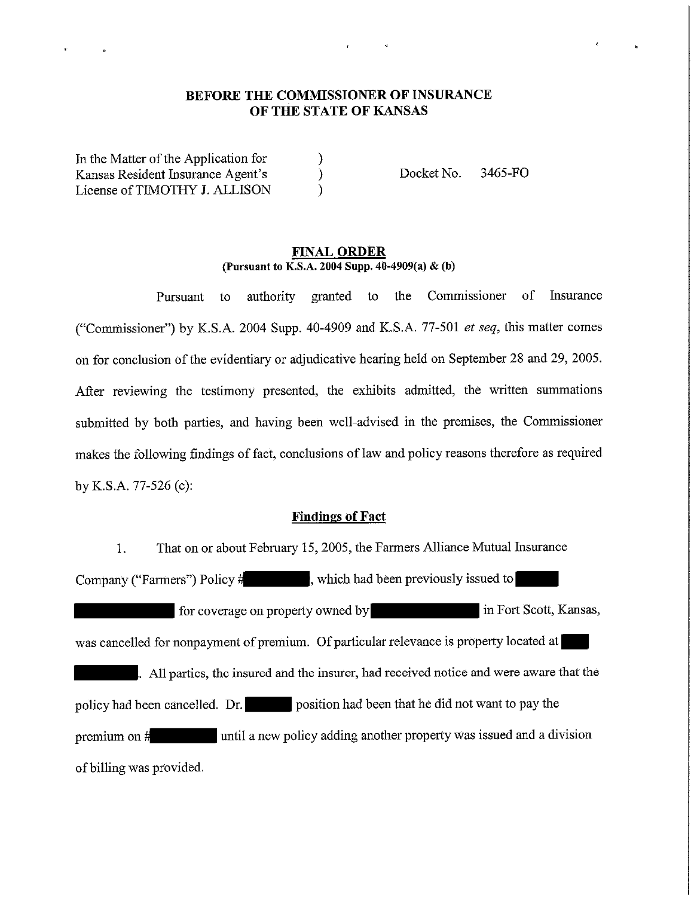**BEFORE THE COMMISSIONER OF INSURANCE**
**OF THE STATE OF KANSAS**

In the Matter of the Application for ) Docket No. 3465-FO
Kansas Resident Insurance Agent's )
License of TIMOTHY J. ALLISON )

## FINAL ORDER

**(Pursuant to K.S.A. 2004 Supp. 40-4909(a) & (b)**

Pursuant to authority granted to the Commissioner of Insurance ("Commissioner") by K.S.A. 2004 Supp. 40-4909 and K.S.A. 77-501 *et seq*, this matter comes on for conclusion of the evidentiary or adjudicative hearing held on September 28 and 29, 2005. After reviewing the testimony presented, the exhibits admitted, the written summations submitted by both parties, and having been well-advised in the premises, the Commissioner makes the following findings of fact, conclusions of law and policy reasons therefore as required by K.S.A. 77-526 (c):

### Findings of Fact

1. That on or about February 15, 2005, the Farmers Alliance Mutual Insurance Company ("Farmers") Policy # [REDACTED], which had been previously issued to [REDACTED] for coverage on property owned by [REDACTED] in Fort Scott, Kansas, was cancelled for nonpayment of premium. Of particular relevance is property located at [REDACTED]. All parties, the insured and the insurer, had received notice and were aware that the policy had been cancelled. Dr. [REDACTED] position had been that he did not want to pay the premium on # [REDACTED] until a new policy adding another property was issued and a division of billing was provided.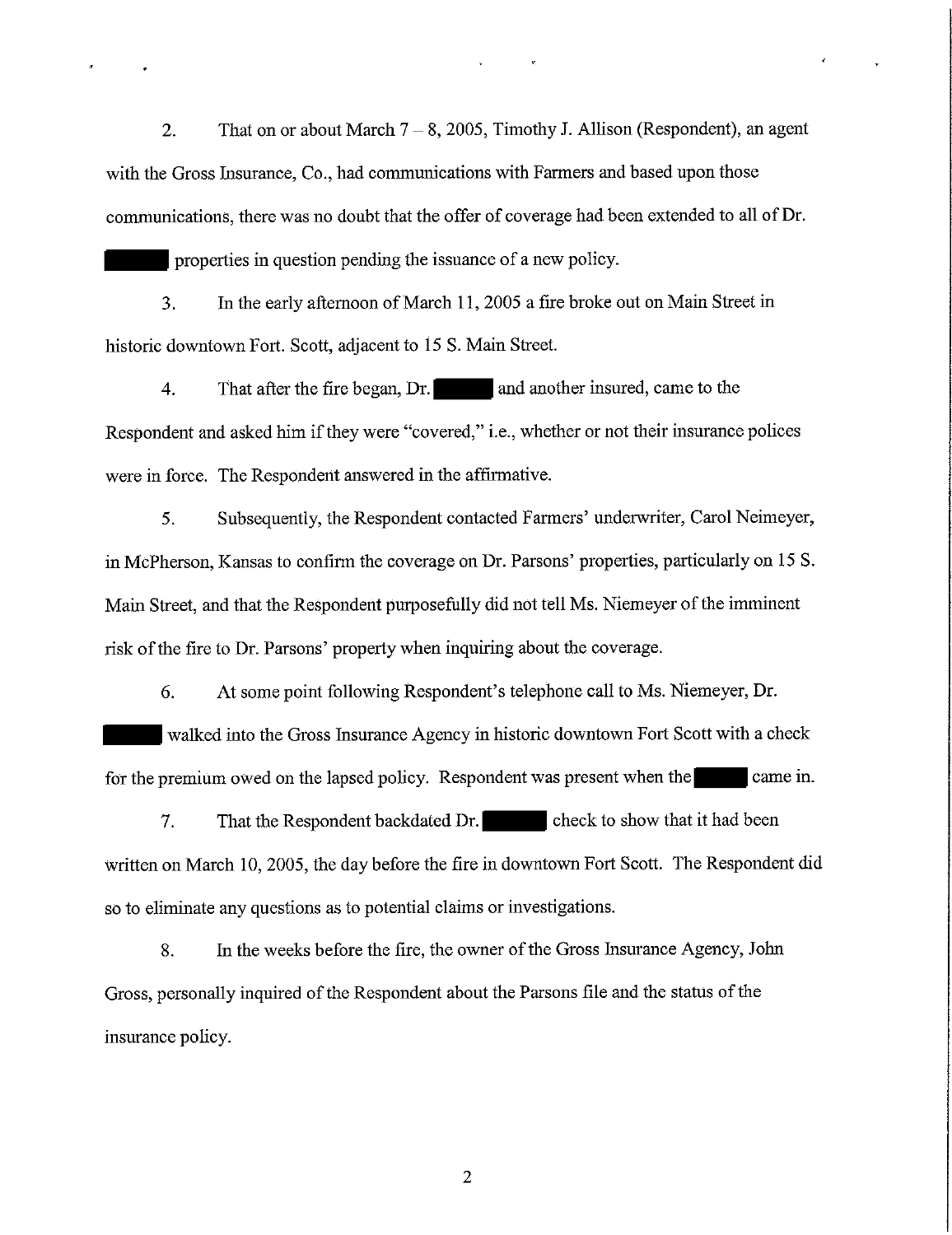2. That on or about March 7 – 8, 2005, Timothy J. Allison (Respondent), an agent with the Gross Insurance, Co., had communications with Farmers and based upon those communications, there was no doubt that the offer of coverage had been extended to all of Dr. ███ properties in question pending the issuance of a new policy.

3. In the early afternoon of March 11, 2005 a fire broke out on Main Street in historic downtown Fort. Scott, adjacent to 15 S. Main Street.

4. That after the fire began, Dr. ███ and another insured, came to the Respondent and asked him if they were "covered," i.e., whether or not their insurance polices were in force. The Respondent answered in the affirmative.

5. Subsequently, the Respondent contacted Farmers' underwriter, Carol Neimeyer, in McPherson, Kansas to confirm the coverage on Dr. Parsons' properties, particularly on 15 S. Main Street, and that the Respondent purposefully did not tell Ms. Niemeyer of the imminent risk of the fire to Dr. Parsons' property when inquiring about the coverage.

6. At some point following Respondent's telephone call to Ms. Niemeyer, Dr. ███ walked into the Gross Insurance Agency in historic downtown Fort Scott with a check for the premium owed on the lapsed policy. Respondent was present when the ███ came in.

7. That the Respondent backdated Dr. ███ check to show that it had been written on March 10, 2005, the day before the fire in downtown Fort Scott. The Respondent did so to eliminate any questions as to potential claims or investigations.

8. In the weeks before the fire, the owner of the Gross Insurance Agency, John Gross, personally inquired of the Respondent about the Parsons file and the status of the insurance policy.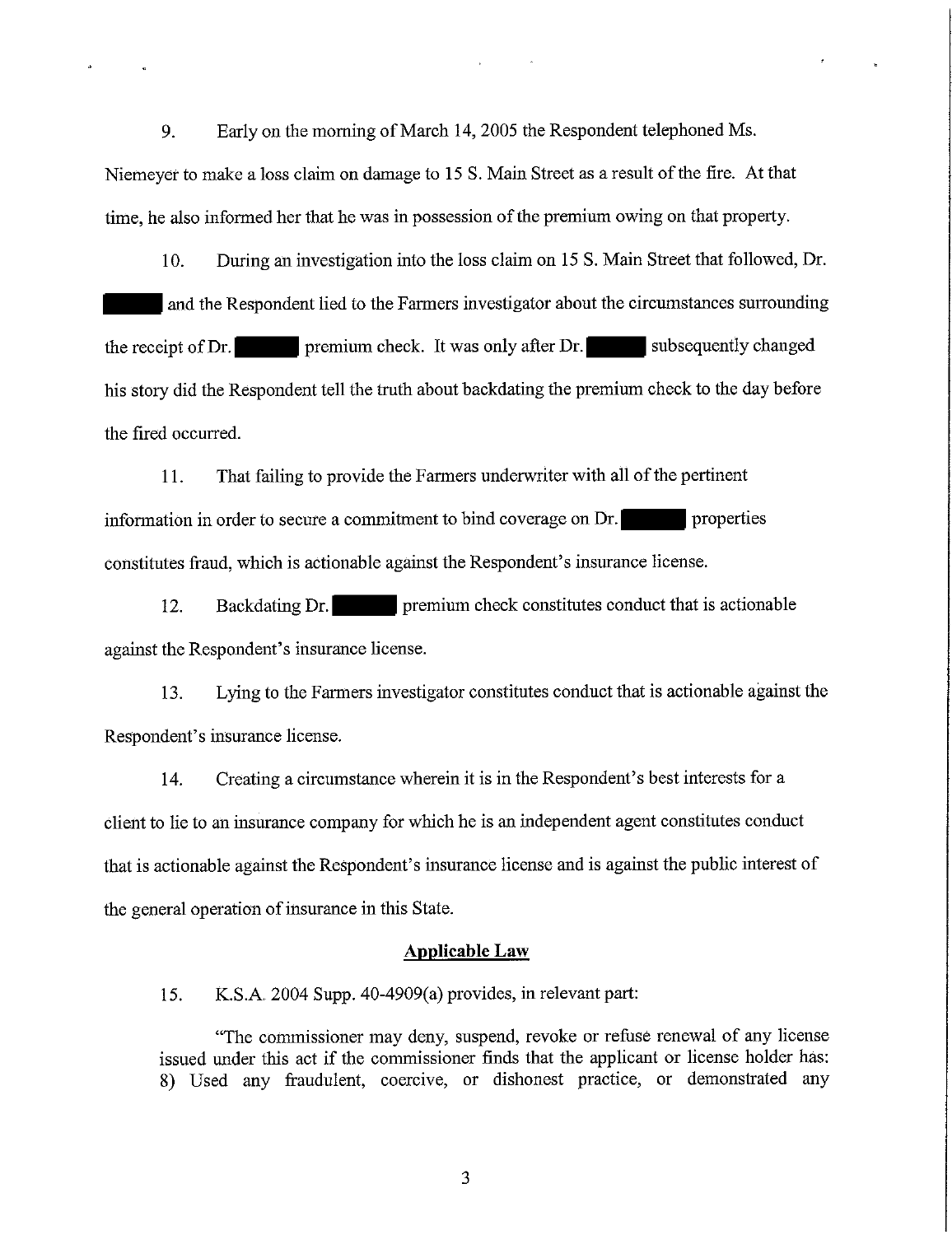9. Early on the morning of March 14, 2005 the Respondent telephoned Ms. Niemeyer to make a loss claim on damage to 15 S. Main Street as a result of the fire. At that time, he also informed her that he was in possession of the premium owing on that property.

10. During an investigation into the loss claim on 15 S. Main Street that followed, Dr. ██████ and the Respondent lied to the Farmers investigator about the circumstances surrounding the receipt of Dr. ██████ premium check. It was only after Dr. ██████ subsequently changed his story did the Respondent tell the truth about backdating the premium check to the day before the fired occurred.

11. That failing to provide the Farmers underwriter with all of the pertinent information in order to secure a commitment to bind coverage on Dr. ██████ properties constitutes fraud, which is actionable against the Respondent's insurance license.

12. Backdating Dr. ██████ premium check constitutes conduct that is actionable against the Respondent's insurance license.

13. Lying to the Farmers investigator constitutes conduct that is actionable against the Respondent's insurance license.

14. Creating a circumstance wherein it is in the Respondent's best interests for a client to lie to an insurance company for which he is an independent agent constitutes conduct that is actionable against the Respondent's insurance license and is against the public interest of the general operation of insurance in this State.

## Applicable Law

15. K.S.A. 2004 Supp. 40-4909(a) provides, in relevant part:

> "The commissioner may deny, suspend, revoke or refuse renewal of any license issued under this act if the commissioner finds that the applicant or license holder has: 8) Used any fraudulent, coercive, or dishonest practice, or demonstrated any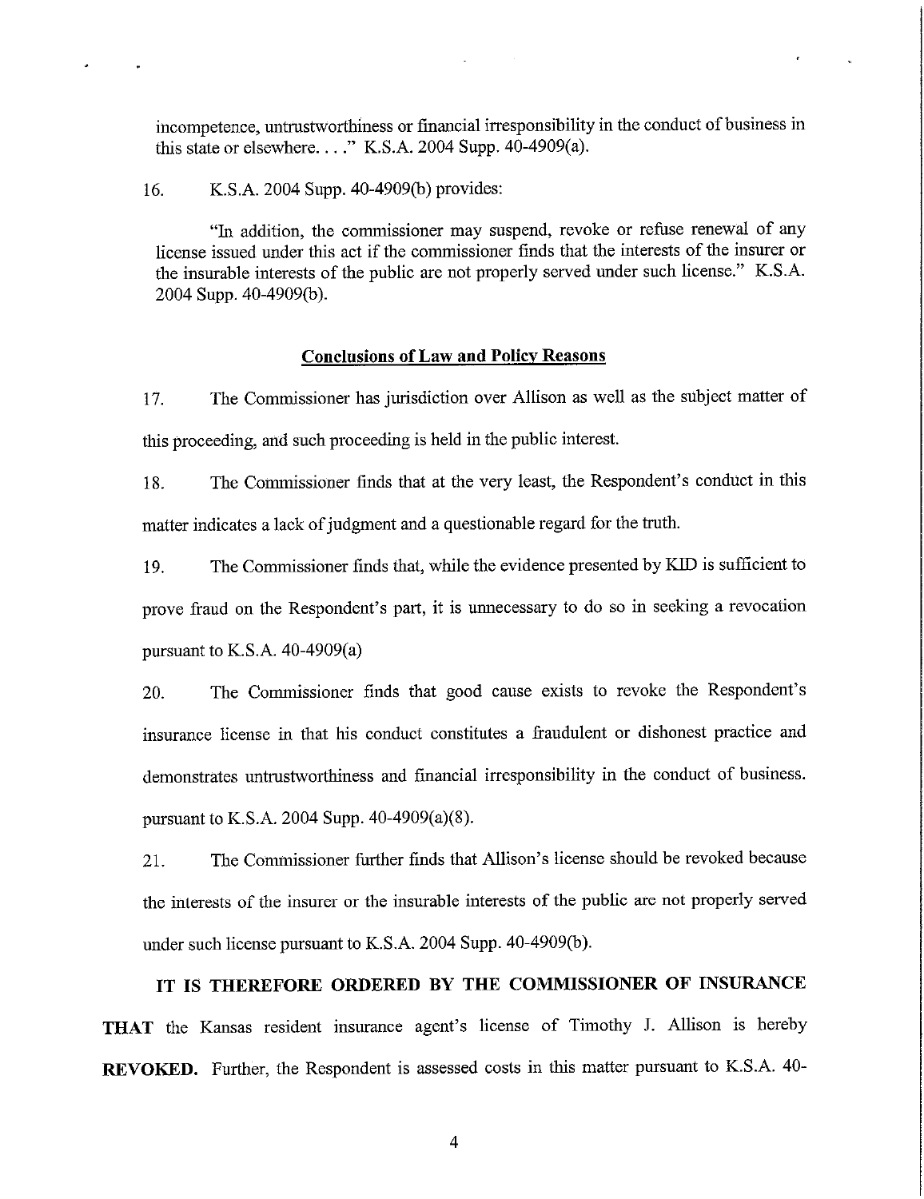incompetence, untrustworthiness or financial irresponsibility in the conduct of business in this state or elsewhere. . . ." K.S.A. 2004 Supp. 40-4909(a).

16. K.S.A. 2004 Supp. 40-4909(b) provides:

"In addition, the commissioner may suspend, revoke or refuse renewal of any license issued under this act if the commissioner finds that the interests of the insurer or the insurable interests of the public are not properly served under such license." K.S.A. 2004 Supp. 40-4909(b).

## Conclusions of Law and Policy Reasons

17. The Commissioner has jurisdiction over Allison as well as the subject matter of this proceeding, and such proceeding is held in the public interest.

18. The Commissioner finds that at the very least, the Respondent's conduct in this matter indicates a lack of judgment and a questionable regard for the truth.

19. The Commissioner finds that, while the evidence presented by KID is sufficient to prove fraud on the Respondent's part, it is unnecessary to do so in seeking a revocation pursuant to K.S.A. 40-4909(a)

20. The Commissioner finds that good cause exists to revoke the Respondent's insurance license in that his conduct constitutes a fraudulent or dishonest practice and demonstrates untrustworthiness and financial irresponsibility in the conduct of business. pursuant to K.S.A. 2004 Supp. 40-4909(a)(8).

21. The Commissioner further finds that Allison's license should be revoked because the interests of the insurer or the insurable interests of the public are not properly served under such license pursuant to K.S.A. 2004 Supp. 40-4909(b).

**IT IS THEREFORE ORDERED BY THE COMMISSIONER OF INSURANCE THAT** the Kansas resident insurance agent's license of Timothy J. Allison is hereby **REVOKED.** Further, the Respondent is assessed costs in this matter pursuant to K.S.A. 40-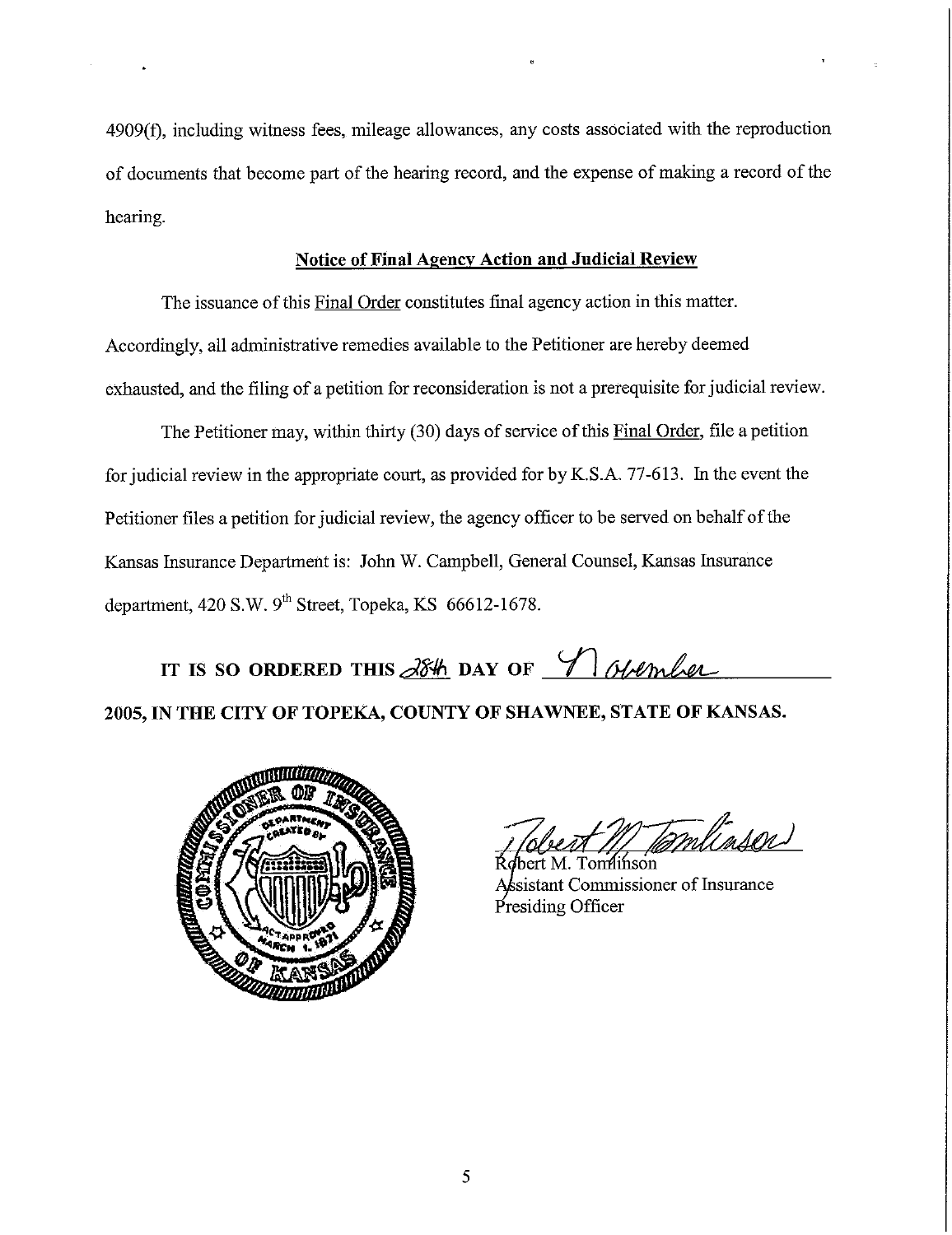4909(f), including witness fees, mileage allowances, any costs associated with the reproduction of documents that become part of the hearing record, and the expense of making a record of the hearing.

**Notice of Final Agency Action and Judicial Review**

The issuance of this Final Order constitutes final agency action in this matter. Accordingly, all administrative remedies available to the Petitioner are hereby deemed exhausted, and the filing of a petition for reconsideration is not a prerequisite for judicial review.

The Petitioner may, within thirty (30) days of service of this Final Order, file a petition for judicial review in the appropriate court, as provided for by K.S.A. 77-613. In the event the Petitioner files a petition for judicial review, the agency officer to be served on behalf of the Kansas Insurance Department is: John W. Campbell, General Counsel, Kansas Insurance department, 420 S.W. 9th Street, Topeka, KS 66612-1678.

**IT IS SO ORDERED THIS 28th DAY OF November 2005, IN THE CITY OF TOPEKA, COUNTY OF SHAWNEE, STATE OF KANSAS.**

Robert M. Tomlinson
Assistant Commissioner of Insurance
Presiding Officer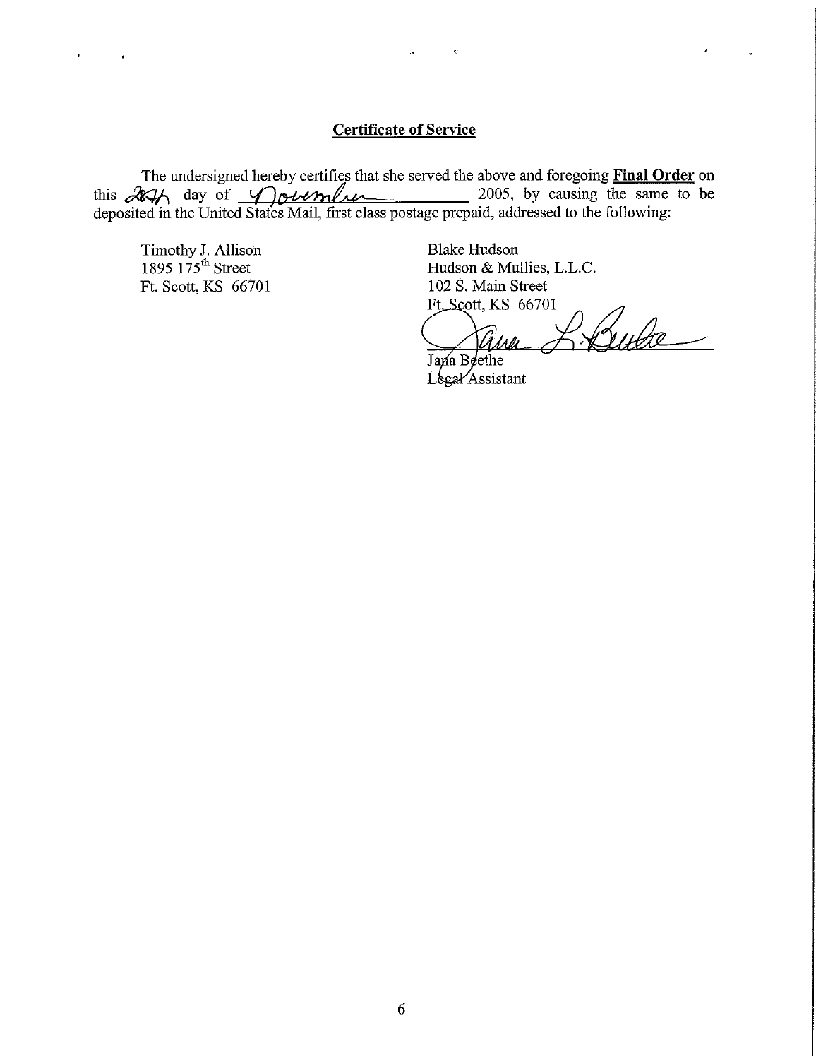## Certificate of Service

The undersigned hereby certifies that she served the above and foregoing **Final Order** on this 28th day of November 2005, by causing the same to be deposited in the United States Mail, first class postage prepaid, addressed to the following:

Timothy J. Allison
1895 175th Street
Ft. Scott, KS 66701

Blake Hudson
Hudson & Mullies, L.L.C.
102 S. Main Street
Ft. Scott, KS 66701

Jana L. Beethe

Jana Beethe
Legal Assistant